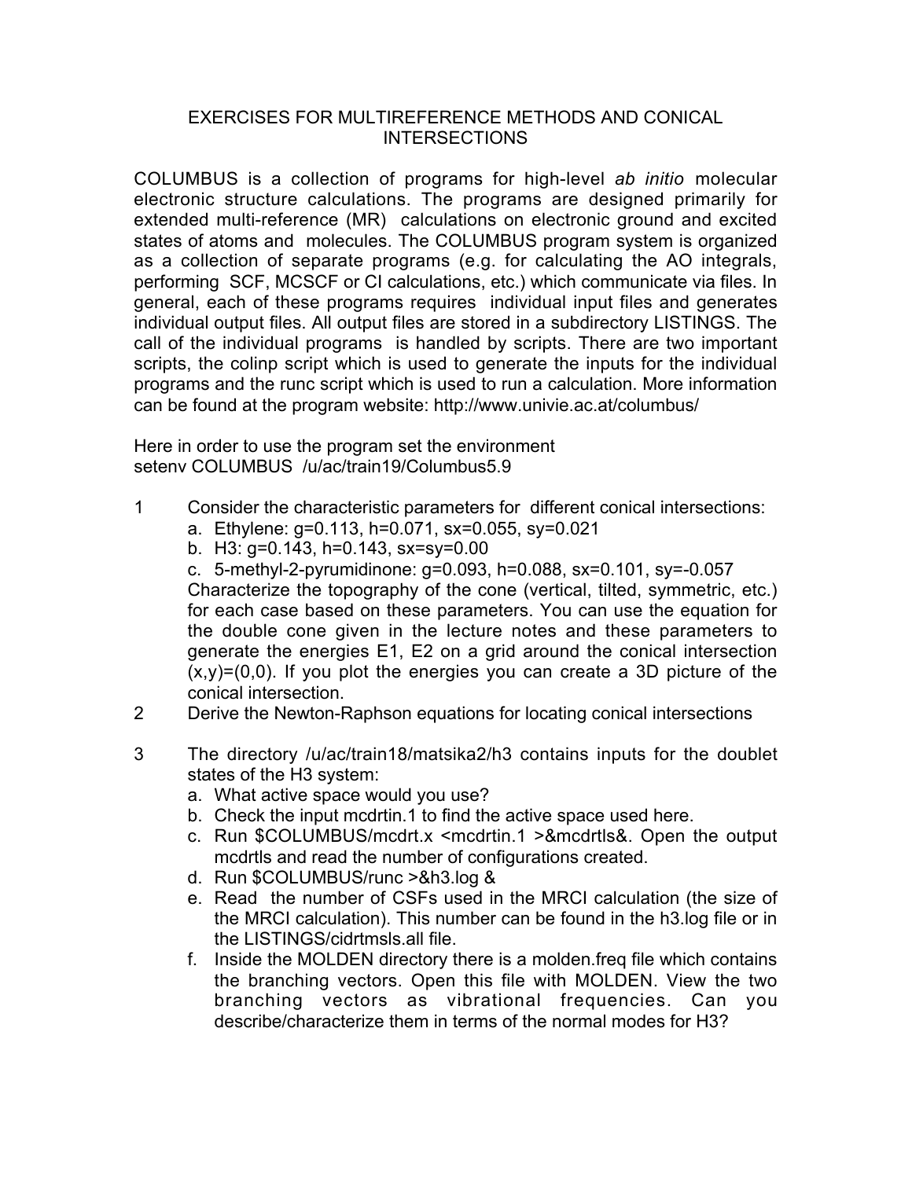# EXERCISES FOR MULTIREFERENCE METHODS AND CONICAL INTERSECTIONS

COLUMBUS is a collection of programs for high-level *ab initio* molecular electronic structure calculations. The programs are designed primarily for extended multi-reference (MR) calculations on electronic ground and excited states of atoms and molecules. The COLUMBUS program system is organized as a collection of separate programs (e.g. for calculating the AO integrals, performing SCF, MCSCF or CI calculations, etc.) which communicate via files. In general, each of these programs requires individual input files and generates individual output files. All output files are stored in a subdirectory LISTINGS. The call of the individual programs is handled by scripts. There are two important scripts, the colinp script which is used to generate the inputs for the individual programs and the runc script which is used to run a calculation. More information can be found at the program website: http://www.univie.ac.at/columbus/

Here in order to use the program set the environment
setenv COLUMBUS /u/ac/train19/Columbus5.9

1. Consider the characteristic parameters for different conical intersections:
   a. Ethylene: g=0.113, h=0.071, sx=0.055, sy=0.021
   b. H3: g=0.143, h=0.143, sx=sy=0.00
   c. 5-methyl-2-pyrumidinone: g=0.093, h=0.088, sx=0.101, sy=-0.057

   Characterize the topography of the cone (vertical, tilted, symmetric, etc.) for each case based on these parameters. You can use the equation for the double cone given in the lecture notes and these parameters to generate the energies E1, E2 on a grid around the conical intersection (x,y)=(0,0). If you plot the energies you can create a 3D picture of the conical intersection.
2. Derive the Newton-Raphson equations for locating conical intersections
3. The directory /u/ac/train18/matsika2/h3 contains inputs for the doublet states of the H3 system:
   a. What active space would you use?
   b. Check the input mcdrtin.1 to find the active space used here.
   c. Run $COLUMBUS/mcdrt.x <mcdrtin.1 >&mcdrtls&. Open the output mcdrtls and read the number of configurations created.
   d. Run $COLUMBUS/runc >&h3.log &
   e. Read the number of CSFs used in the MRCI calculation (the size of the MRCI calculation). This number can be found in the h3.log file or in the LISTINGS/cidrtmsls.all file.
   f. Inside the MOLDEN directory there is a molden.freq file which contains the branching vectors. Open this file with MOLDEN. View the two branching vectors as vibrational frequencies. Can you describe/characterize them in terms of the normal modes for H3?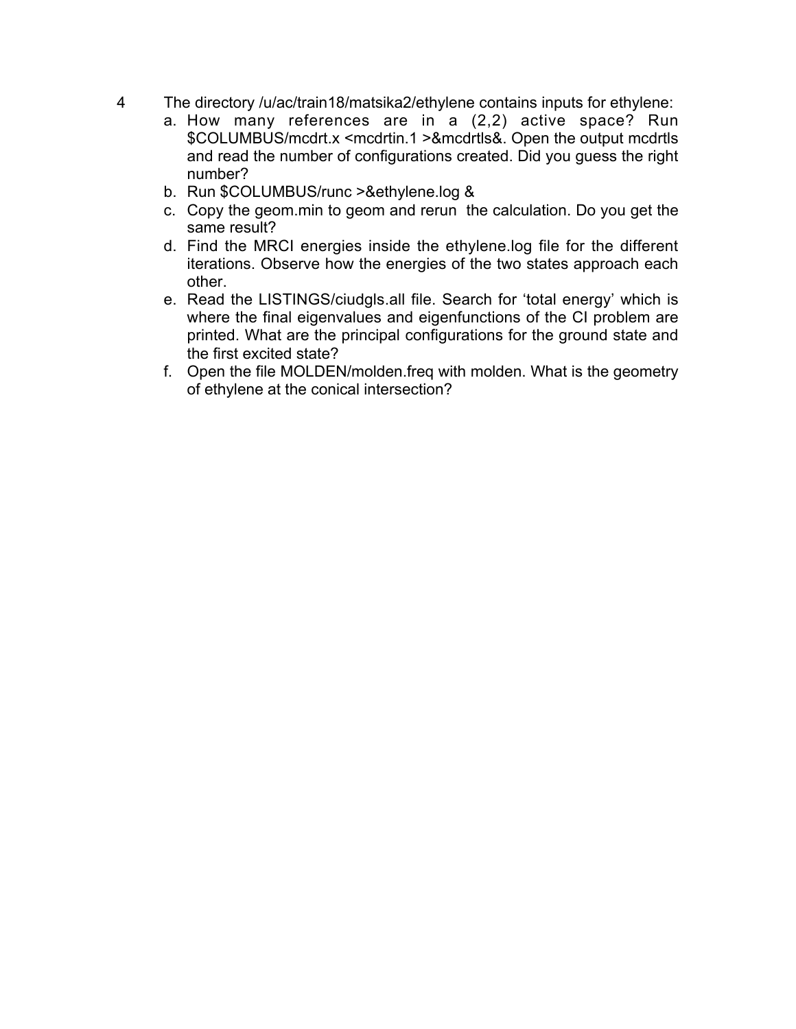4. The directory /u/ac/train18/matsika2/ethylene contains inputs for ethylene:
   a. How many references are in a (2,2) active space? Run $COLUMBUS/mcdrt.x <mcdrtin.1 >&mcdrtls&. Open the output mcdrtls and read the number of configurations created. Did you guess the right number?
   b. Run $COLUMBUS/runc >&ethylene.log &
   c. Copy the geom.min to geom and rerun the calculation. Do you get the same result?
   d. Find the MRCI energies inside the ethylene.log file for the different iterations. Observe how the energies of the two states approach each other.
   e. Read the LISTINGS/ciudgls.all file. Search for 'total energy' which is where the final eigenvalues and eigenfunctions of the CI problem are printed. What are the principal configurations for the ground state and the first excited state?
   f. Open the file MOLDEN/molden.freq with molden. What is the geometry of ethylene at the conical intersection?